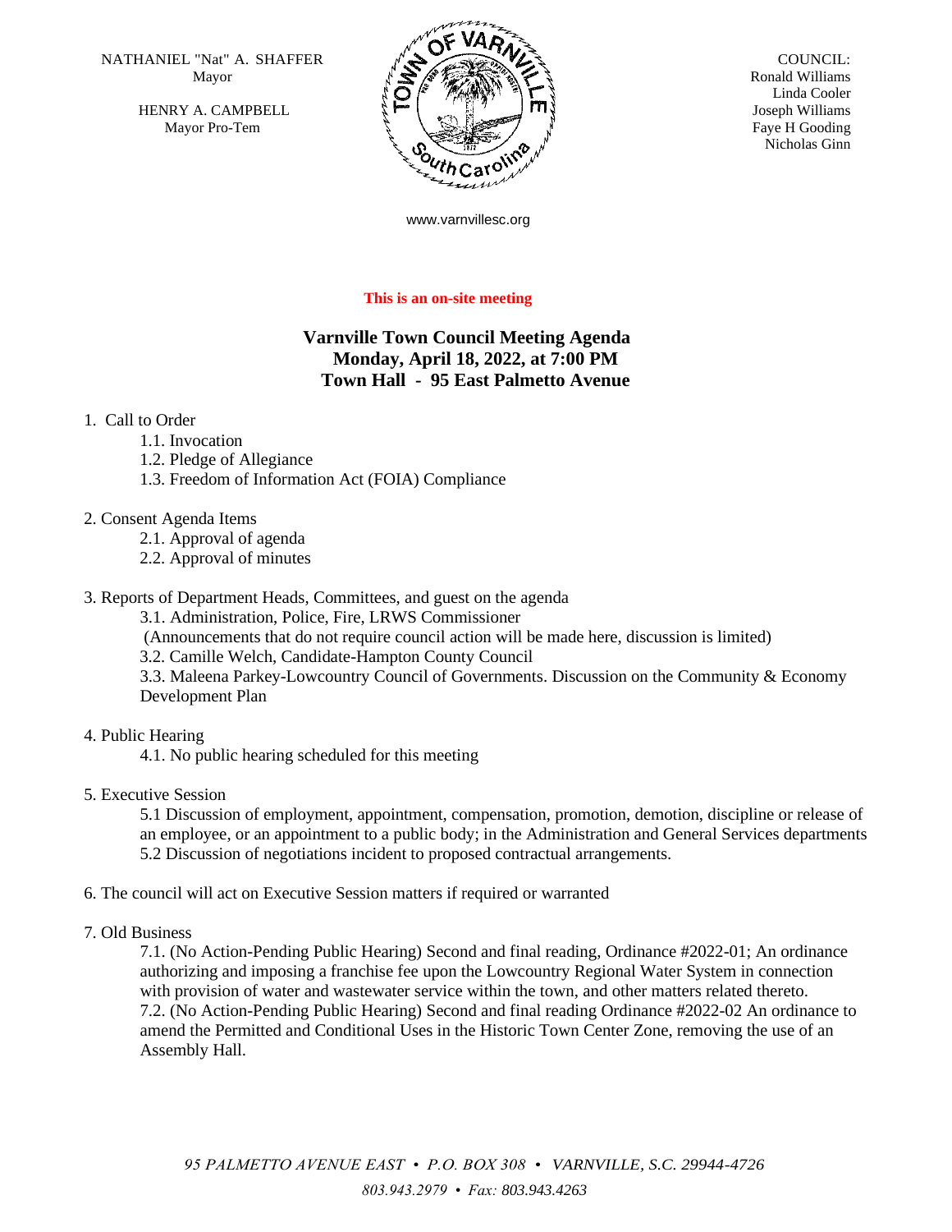NATHANIEL "Nat" A. SHAFFER
Mayor

HENRY A. CAMPBELL
Mayor Pro-Tem

COUNCIL:
Ronald Williams
Linda Cooler
Joseph Williams
Faye H Gooding
Nicholas Ginn

www.varnvillesc.org

**This is an on-site meeting**

## Varnville Town Council Meeting Agenda
## Monday, April 18, 2022, at 7:00 PM
## Town Hall - 95 East Palmetto Avenue

1. Call to Order
   - 1.1. Invocation
   - 1.2. Pledge of Allegiance
   - 1.3. Freedom of Information Act (FOIA) Compliance

2. Consent Agenda Items
   - 2.1. Approval of agenda
   - 2.2. Approval of minutes

3. Reports of Department Heads, Committees, and guest on the agenda
   - 3.1. Administration, Police, Fire, LRWS Commissioner
     (Announcements that do not require council action will be made here, discussion is limited)
   - 3.2. Camille Welch, Candidate-Hampton County Council
   - 3.3. Maleena Parkey-Lowcountry Council of Governments. Discussion on the Community & Economy Development Plan

4. Public Hearing
   - 4.1. No public hearing scheduled for this meeting

5. Executive Session
   - 5.1 Discussion of employment, appointment, compensation, promotion, demotion, discipline or release of an employee, or an appointment to a public body; in the Administration and General Services departments
   - 5.2 Discussion of negotiations incident to proposed contractual arrangements.

6. The council will act on Executive Session matters if required or warranted

7. Old Business
   - 7.1. (No Action-Pending Public Hearing) Second and final reading, Ordinance #2022-01; An ordinance authorizing and imposing a franchise fee upon the Lowcountry Regional Water System in connection with provision of water and wastewater service within the town, and other matters related thereto.
   - 7.2. (No Action-Pending Public Hearing) Second and final reading Ordinance #2022-02 An ordinance to amend the Permitted and Conditional Uses in the Historic Town Center Zone, removing the use of an Assembly Hall.

*95 PALMETTO AVENUE EAST • P.O. BOX 308 • VARNVILLE, S.C. 29944-4726*

*803.943.2979 • Fax: 803.943.4263*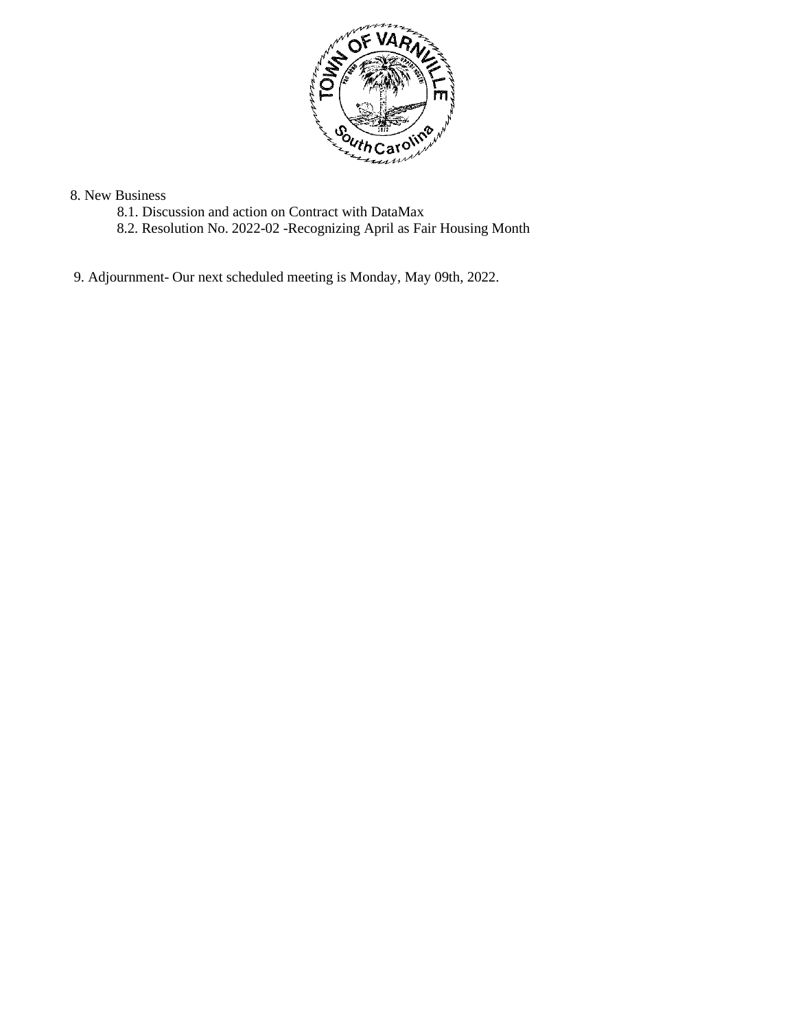8. New Business
    - 8.1. Discussion and action on Contract with DataMax
    - 8.2. Resolution No. 2022-02 -Recognizing April as Fair Housing Month

9. Adjournment- Our next scheduled meeting is Monday, May 09th, 2022.